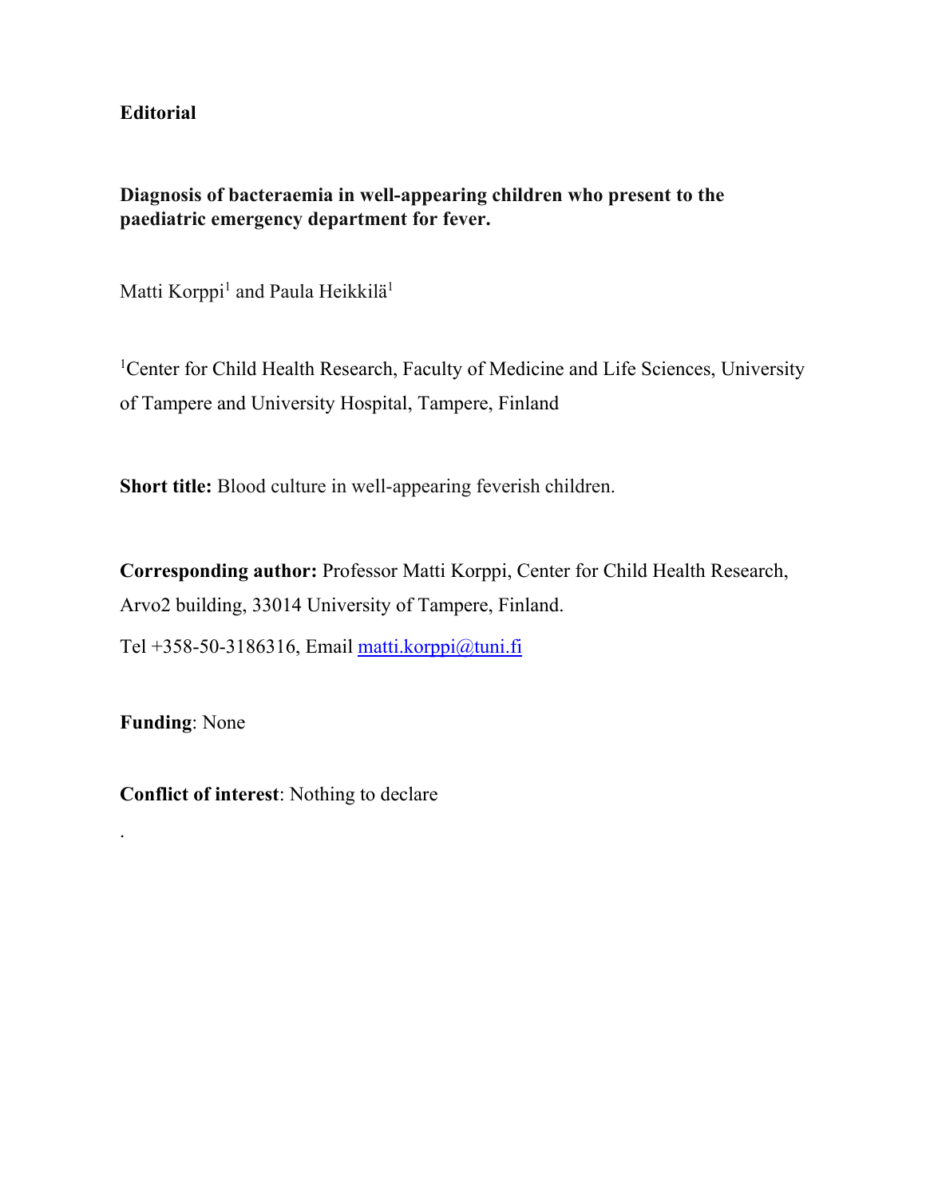**Editorial**

# Diagnosis of bacteraemia in well-appearing children who present to the paediatric emergency department for fever.

Matti Korppi[1] and Paula Heikkilä[1]

[1]Center for Child Health Research, Faculty of Medicine and Life Sciences, University of Tampere and University Hospital, Tampere, Finland

**Short title:** Blood culture in well-appearing feverish children.

**Corresponding author:** Professor Matti Korppi, Center for Child Health Research, Arvo2 building, 33014 University of Tampere, Finland.

Tel +358-50-3186316, Email matti.korppi@tuni.fi

**Funding**: None

**Conflict of interest**: Nothing to declare

.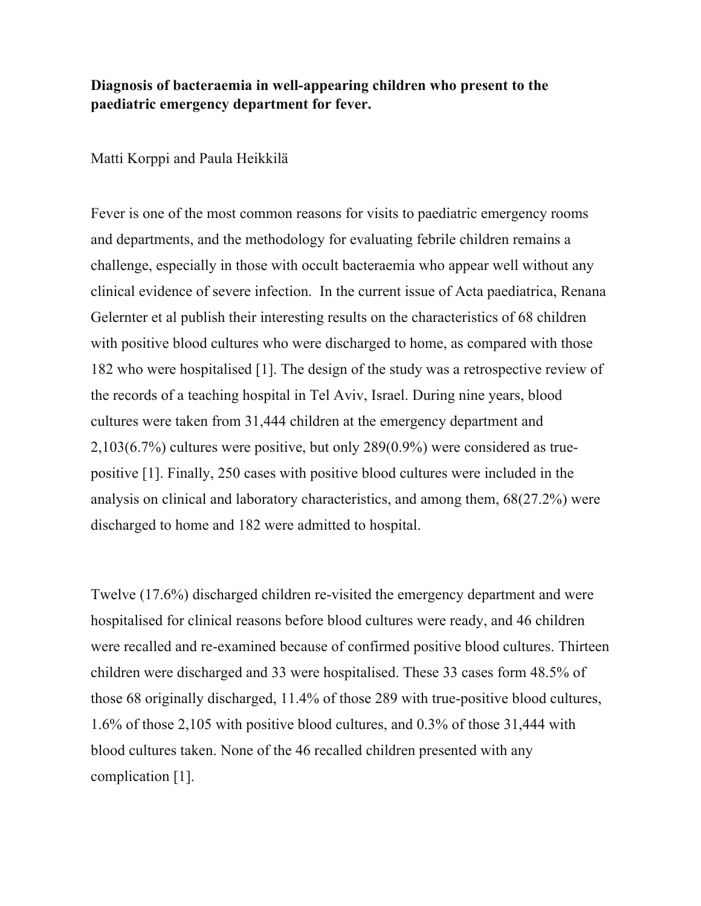**Diagnosis of bacteraemia in well-appearing children who present to the paediatric emergency department for fever.**

Matti Korppi and Paula Heikkilä

Fever is one of the most common reasons for visits to paediatric emergency rooms and departments, and the methodology for evaluating febrile children remains a challenge, especially in those with occult bacteraemia who appear well without any clinical evidence of severe infection. In the current issue of Acta paediatrica, Renana Gelernter et al publish their interesting results on the characteristics of 68 children with positive blood cultures who were discharged to home, as compared with those 182 who were hospitalised [1]. The design of the study was a retrospective review of the records of a teaching hospital in Tel Aviv, Israel. During nine years, blood cultures were taken from 31,444 children at the emergency department and 2,103(6.7%) cultures were positive, but only 289(0.9%) were considered as true-positive [1]. Finally, 250 cases with positive blood cultures were included in the analysis on clinical and laboratory characteristics, and among them, 68(27.2%) were discharged to home and 182 were admitted to hospital.

Twelve (17.6%) discharged children re-visited the emergency department and were hospitalised for clinical reasons before blood cultures were ready, and 46 children were recalled and re-examined because of confirmed positive blood cultures. Thirteen children were discharged and 33 were hospitalised. These 33 cases form 48.5% of those 68 originally discharged, 11.4% of those 289 with true-positive blood cultures, 1.6% of those 2,105 with positive blood cultures, and 0.3% of those 31,444 with blood cultures taken. None of the 46 recalled children presented with any complication [1].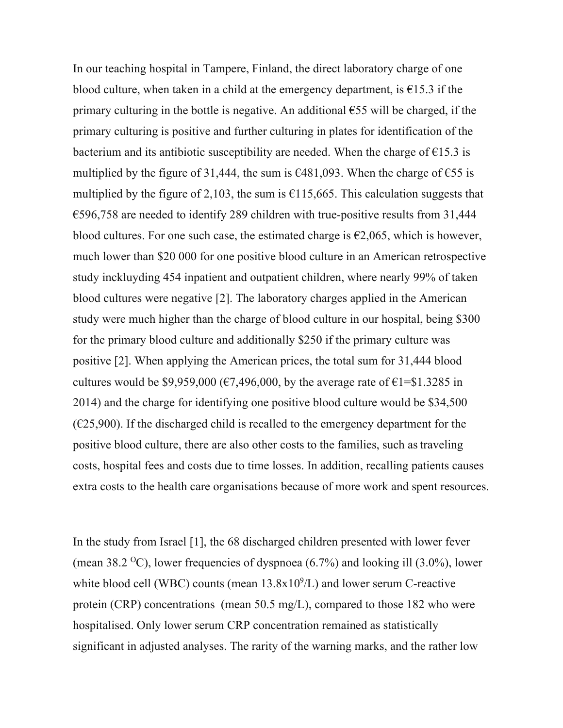In our teaching hospital in Tampere, Finland, the direct laboratory charge of one blood culture, when taken in a child at the emergency department, is €15.3 if the primary culturing in the bottle is negative. An additional €55 will be charged, if the primary culturing is positive and further culturing in plates for identification of the bacterium and its antibiotic susceptibility are needed. When the charge of €15.3 is multiplied by the figure of 31,444, the sum is €481,093. When the charge of €55 is multiplied by the figure of 2,103, the sum is €115,665. This calculation suggests that €596,758 are needed to identify 289 children with true-positive results from 31,444 blood cultures. For one such case, the estimated charge is €2,065, which is however, much lower than $20 000 for one positive blood culture in an American retrospective study inckluyding 454 inpatient and outpatient children, where nearly 99% of taken blood cultures were negative [2]. The laboratory charges applied in the American study were much higher than the charge of blood culture in our hospital, being $300 for the primary blood culture and additionally $250 if the primary culture was positive [2]. When applying the American prices, the total sum for 31,444 blood cultures would be $9,959,000 (€7,496,000, by the average rate of €1=$1.3285 in 2014) and the charge for identifying one positive blood culture would be $34,500 (€25,900). If the discharged child is recalled to the emergency department for the positive blood culture, there are also other costs to the families, such as traveling costs, hospital fees and costs due to time losses. In addition, recalling patients causes extra costs to the health care organisations because of more work and spent resources.

In the study from Israel [1], the 68 discharged children presented with lower fever (mean 38.2 $^{O}$C), lower frequencies of dyspnoea (6.7%) and looking ill (3.0%), lower white blood cell (WBC) counts (mean $13.8 \times 10^{9}$/L) and lower serum C-reactive protein (CRP) concentrations (mean 50.5 mg/L), compared to those 182 who were hospitalised. Only lower serum CRP concentration remained as statistically significant in adjusted analyses. The rarity of the warning marks, and the rather low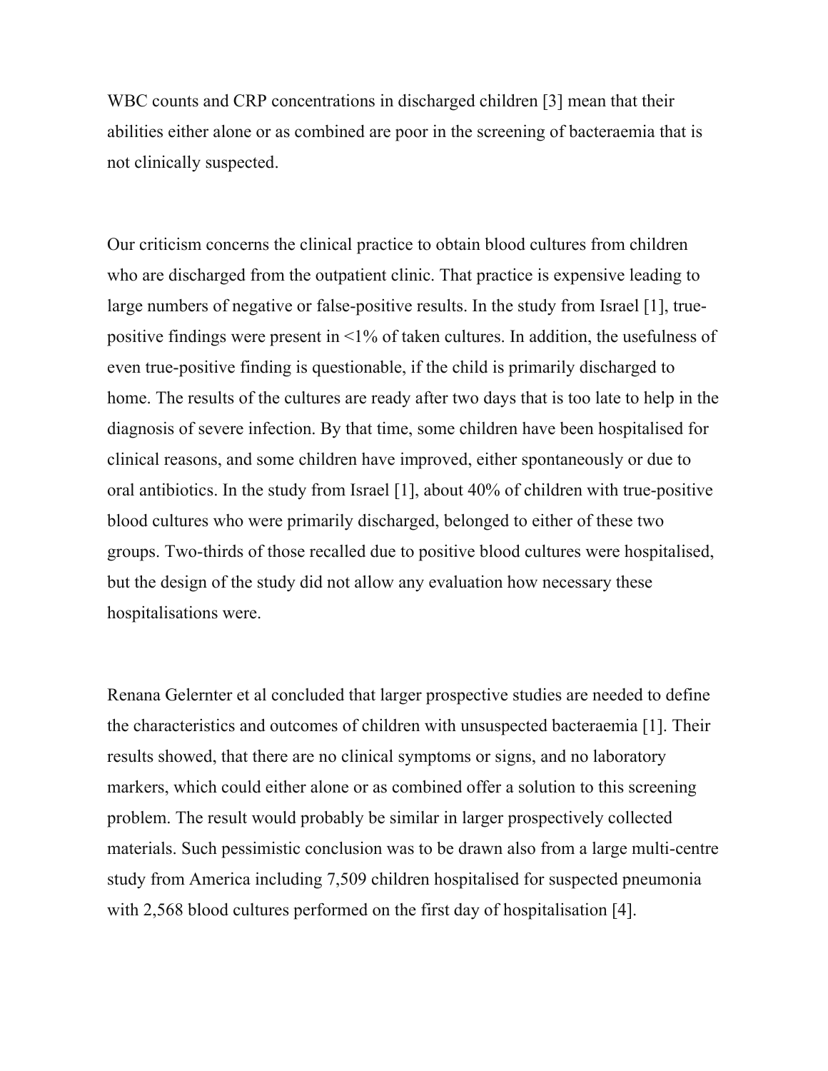WBC counts and CRP concentrations in discharged children [3] mean that their abilities either alone or as combined are poor in the screening of bacteraemia that is not clinically suspected.

Our criticism concerns the clinical practice to obtain blood cultures from children who are discharged from the outpatient clinic. That practice is expensive leading to large numbers of negative or false-positive results. In the study from Israel [1], true-positive findings were present in <1% of taken cultures. In addition, the usefulness of even true-positive finding is questionable, if the child is primarily discharged to home. The results of the cultures are ready after two days that is too late to help in the diagnosis of severe infection. By that time, some children have been hospitalised for clinical reasons, and some children have improved, either spontaneously or due to oral antibiotics. In the study from Israel [1], about 40% of children with true-positive blood cultures who were primarily discharged, belonged to either of these two groups. Two-thirds of those recalled due to positive blood cultures were hospitalised, but the design of the study did not allow any evaluation how necessary these hospitalisations were.

Renana Gelernter et al concluded that larger prospective studies are needed to define the characteristics and outcomes of children with unsuspected bacteraemia [1]. Their results showed, that there are no clinical symptoms or signs, and no laboratory markers, which could either alone or as combined offer a solution to this screening problem. The result would probably be similar in larger prospectively collected materials. Such pessimistic conclusion was to be drawn also from a large multi-centre study from America including 7,509 children hospitalised for suspected pneumonia with 2,568 blood cultures performed on the first day of hospitalisation [4].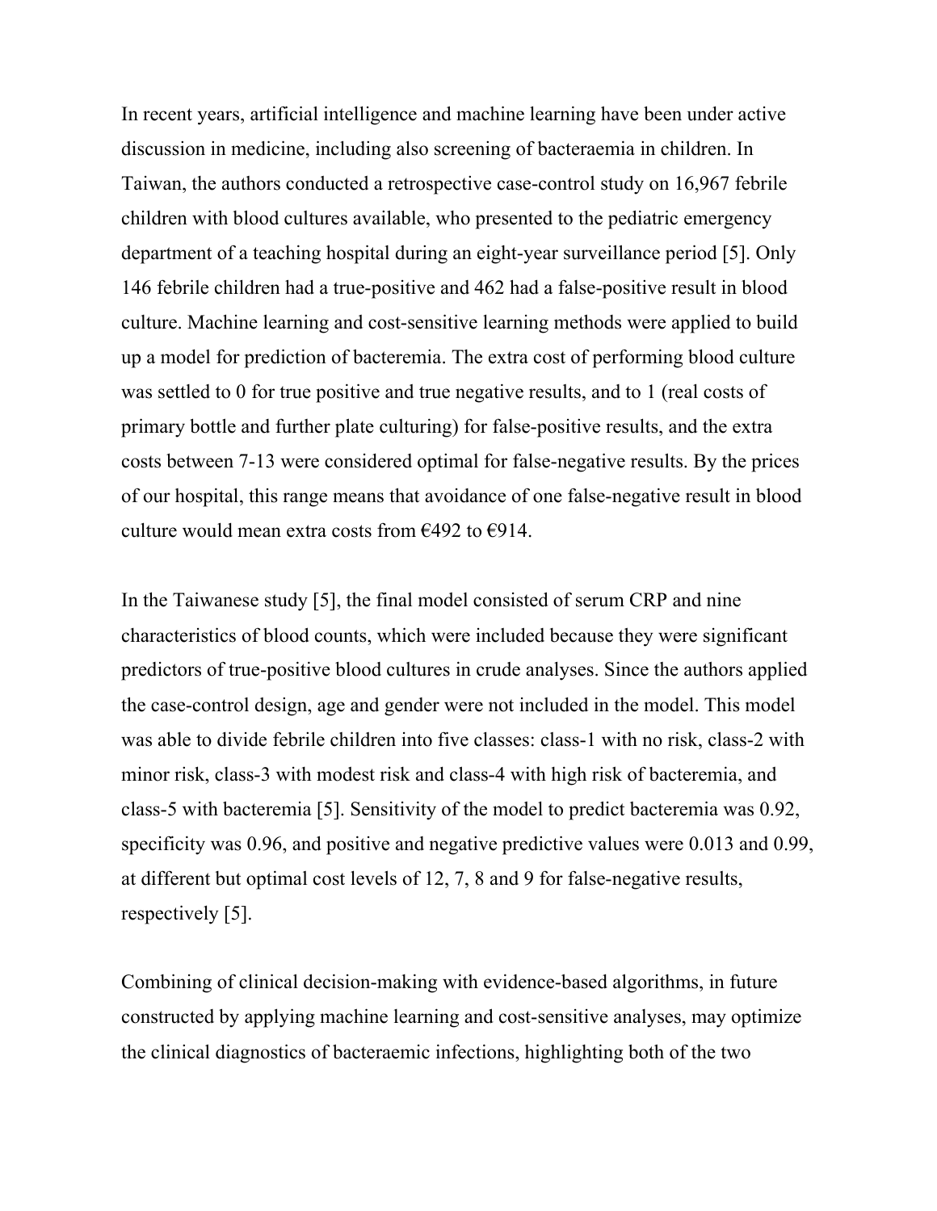In recent years, artificial intelligence and machine learning have been under active discussion in medicine, including also screening of bacteraemia in children. In Taiwan, the authors conducted a retrospective case-control study on 16,967 febrile children with blood cultures available, who presented to the pediatric emergency department of a teaching hospital during an eight-year surveillance period [5]. Only 146 febrile children had a true-positive and 462 had a false-positive result in blood culture. Machine learning and cost-sensitive learning methods were applied to build up a model for prediction of bacteremia. The extra cost of performing blood culture was settled to 0 for true positive and true negative results, and to 1 (real costs of primary bottle and further plate culturing) for false-positive results, and the extra costs between 7-13 were considered optimal for false-negative results. By the prices of our hospital, this range means that avoidance of one false-negative result in blood culture would mean extra costs from €492 to €914.

In the Taiwanese study [5], the final model consisted of serum CRP and nine characteristics of blood counts, which were included because they were significant predictors of true-positive blood cultures in crude analyses. Since the authors applied the case-control design, age and gender were not included in the model. This model was able to divide febrile children into five classes: class-1 with no risk, class-2 with minor risk, class-3 with modest risk and class-4 with high risk of bacteremia, and class-5 with bacteremia [5]. Sensitivity of the model to predict bacteremia was 0.92, specificity was 0.96, and positive and negative predictive values were 0.013 and 0.99, at different but optimal cost levels of 12, 7, 8 and 9 for false-negative results, respectively [5].

Combining of clinical decision-making with evidence-based algorithms, in future constructed by applying machine learning and cost-sensitive analyses, may optimize the clinical diagnostics of bacteraemic infections, highlighting both of the two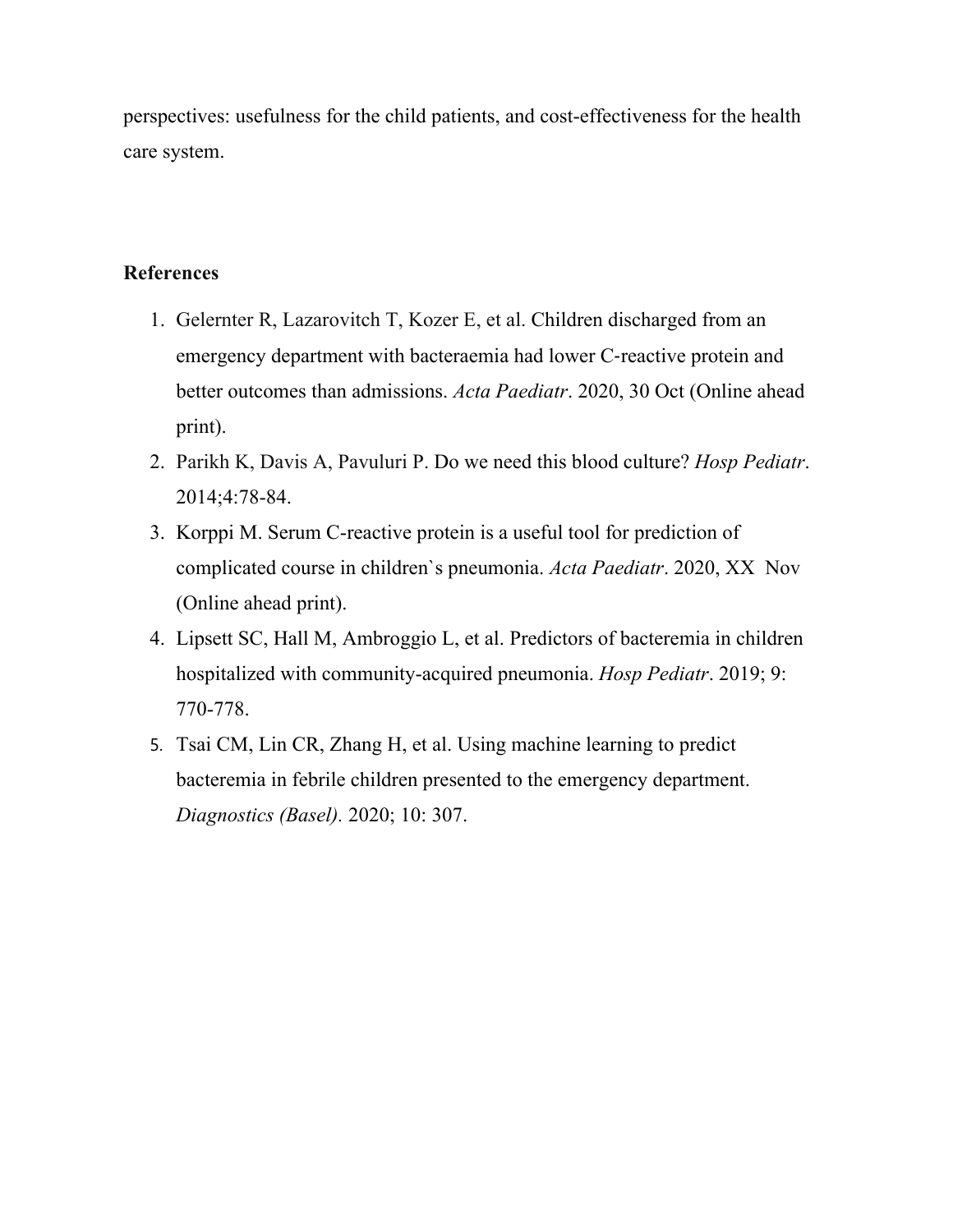perspectives: usefulness for the child patients, and cost-effectiveness for the health care system.

**References**

1. Gelernter R, Lazarovitch T, Kozer E, et al. Children discharged from an emergency department with bacteraemia had lower C-reactive protein and better outcomes than admissions. *Acta Paediatr*. 2020, 30 Oct (Online ahead print).
2. Parikh K, Davis A, Pavuluri P. Do we need this blood culture? *Hosp Pediatr*. 2014;4:78-84.
3. Korppi M. Serum C-reactive protein is a useful tool for prediction of complicated course in children`s pneumonia. *Acta Paediatr*. 2020, XX Nov (Online ahead print).
4. Lipsett SC, Hall M, Ambroggio L, et al. Predictors of bacteremia in children hospitalized with community-acquired pneumonia. *Hosp Pediatr*. 2019; 9: 770-778.
5. Tsai CM, Lin CR, Zhang H, et al. Using machine learning to predict bacteremia in febrile children presented to the emergency department. *Diagnostics (Basel).* 2020; 10: 307.